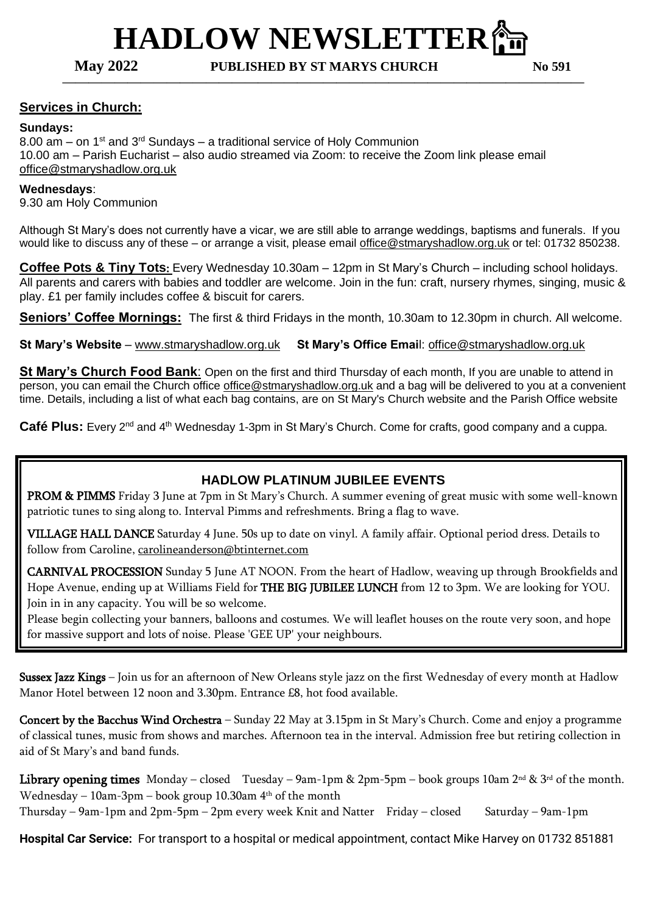# HADLOW NEWSLETTER

**May 2022** **PUBLISHED BY ST MARYS CHURCH** **No 591**

## Services in Church:

**Sundays:**

8.00 am – on 1st and 3rd Sundays – a traditional service of Holy Communion
10.00 am – Parish Eucharist – also audio streamed via Zoom: to receive the Zoom link please email office@stmaryshadlow.org.uk

**Wednesdays**:

9.30 am Holy Communion

Although St Mary's does not currently have a vicar, we are still able to arrange weddings, baptisms and funerals. If you would like to discuss any of these – or arrange a visit, please email office@stmaryshadlow.org.uk or tel: 01732 850238.

**Coffee Pots & Tiny Tots:** Every Wednesday 10.30am – 12pm in St Mary's Church – including school holidays. All parents and carers with babies and toddler are welcome. Join in the fun: craft, nursery rhymes, singing, music & play. £1 per family includes coffee & biscuit for carers.

**Seniors' Coffee Mornings:** The first & third Fridays in the month, 10.30am to 12.30pm in church. All welcome.

**St Mary's Website** – www.stmaryshadlow.org.uk **St Mary's Office Email**: office@stmaryshadlow.org.uk

**St Mary's Church Food Bank**: Open on the first and third Thursday of each month, If you are unable to attend in person, you can email the Church office office@stmaryshadlow.org.uk and a bag will be delivered to you at a convenient time. Details, including a list of what each bag contains, are on St Mary's Church website and the Parish Office website

**Café Plus:** Every 2nd and 4th Wednesday 1-3pm in St Mary's Church. Come for crafts, good company and a cuppa.

## HADLOW PLATINUM JUBILEE EVENTS

**PROM & PIMMS** Friday 3 June at 7pm in St Mary's Church. A summer evening of great music with some well-known patriotic tunes to sing along to. Interval Pimms and refreshments. Bring a flag to wave.

**VILLAGE HALL DANCE** Saturday 4 June. 50s up to date on vinyl. A family affair. Optional period dress. Details to follow from Caroline, carolineanderson@btinternet.com

**CARNIVAL PROCESSION** Sunday 5 June AT NOON. From the heart of Hadlow, weaving up through Brookfields and Hope Avenue, ending up at Williams Field for **THE BIG JUBILEE LUNCH** from 12 to 3pm. We are looking for YOU. Join in in any capacity. You will be so welcome.

Please begin collecting your banners, balloons and costumes. We will leaflet houses on the route very soon, and hope for massive support and lots of noise. Please 'GEE UP' your neighbours.

**Sussex Jazz Kings** – Join us for an afternoon of New Orleans style jazz on the first Wednesday of every month at Hadlow Manor Hotel between 12 noon and 3.30pm. Entrance £8, hot food available.

**Concert by the Bacchus Wind Orchestra** – Sunday 22 May at 3.15pm in St Mary's Church. Come and enjoy a programme of classical tunes, music from shows and marches. Afternoon tea in the interval. Admission free but retiring collection in aid of St Mary's and band funds.

**Library opening times** Monday – closed Tuesday – 9am-1pm & 2pm-5pm – book groups 10am 2nd & 3rd of the month.
Wednesday – 10am-3pm – book group 10.30am 4th of the month
Thursday – 9am-1pm and 2pm-5pm – 2pm every week Knit and Natter Friday – closed Saturday – 9am-1pm

**Hospital Car Service:** For transport to a hospital or medical appointment, contact Mike Harvey on 01732 851881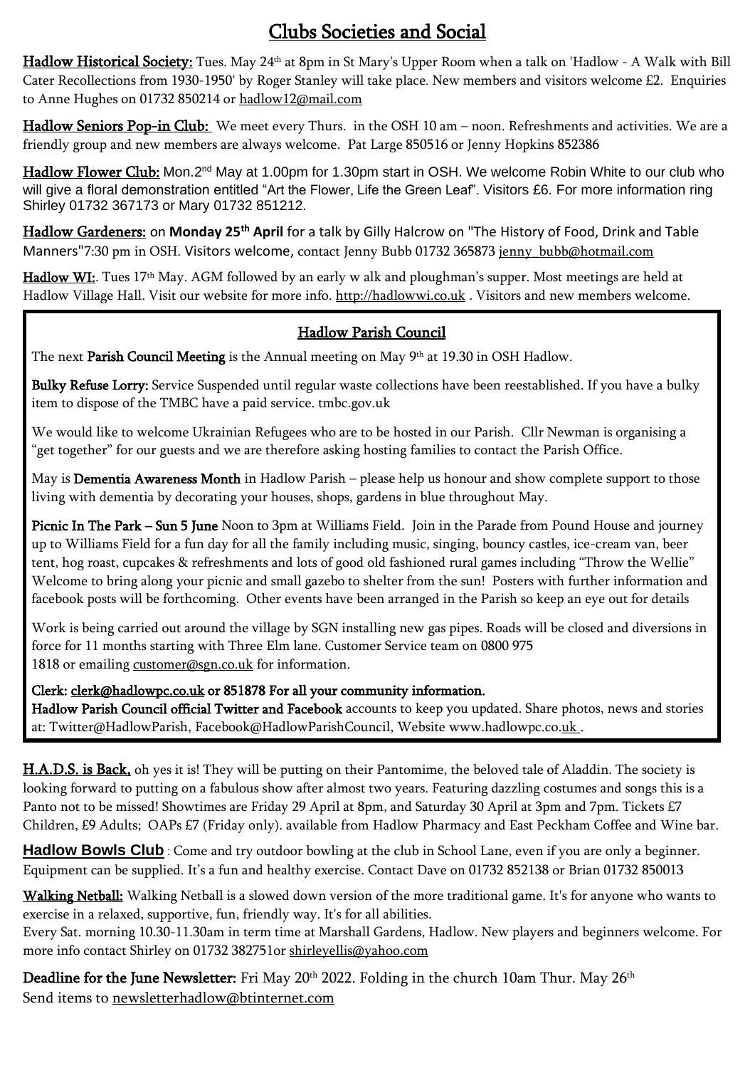# Clubs Societies and Social

**Hadlow Historical Society:** Tues. May 24th at 8pm in St Mary's Upper Room when a talk on 'Hadlow - A Walk with Bill Cater Recollections from 1930-1950' by Roger Stanley will take place. New members and visitors welcome £2. Enquiries to Anne Hughes on 01732 850214 or hadlow12@mail.com

**Hadlow Seniors Pop-in Club:** We meet every Thurs. in the OSH 10 am – noon. Refreshments and activities. We are a friendly group and new members are always welcome. Pat Large 850516 or Jenny Hopkins 852386

**Hadlow Flower Club:** Mon.2nd May at 1.00pm for 1.30pm start in OSH. We welcome Robin White to our club who will give a floral demonstration entitled "Art the Flower, Life the Green Leaf". Visitors £6. For more information ring Shirley 01732 367173 or Mary 01732 851212.

**Hadlow Gardeners:** on **Monday 25th April** for a talk by Gilly Halcrow on "The History of Food, Drink and Table Manners"7:30 pm in OSH. Visitors welcome, contact Jenny Bubb 01732 365873 jenny_bubb@hotmail.com

**Hadlow WI:**. Tues 17th May. AGM followed by an early w alk and ploughman's supper. Most meetings are held at Hadlow Village Hall. Visit our website for more info. http://hadlowwi.co.uk . Visitors and new members welcome.

## Hadlow Parish Council

The next **Parish Council Meeting** is the Annual meeting on May 9th at 19.30 in OSH Hadlow.

**Bulky Refuse Lorry:** Service Suspended until regular waste collections have been reestablished. If you have a bulky item to dispose of the TMBC have a paid service. tmbc.gov.uk

We would like to welcome Ukrainian Refugees who are to be hosted in our Parish. Cllr Newman is organising a "get together" for our guests and we are therefore asking hosting families to contact the Parish Office.

May is **Dementia Awareness Month** in Hadlow Parish – please help us honour and show complete support to those living with dementia by decorating your houses, shops, gardens in blue throughout May.

**Picnic In The Park – Sun 5 June** Noon to 3pm at Williams Field. Join in the Parade from Pound House and journey up to Williams Field for a fun day for all the family including music, singing, bouncy castles, ice-cream van, beer tent, hog roast, cupcakes & refreshments and lots of good old fashioned rural games including "Throw the Wellie" Welcome to bring along your picnic and small gazebo to shelter from the sun! Posters with further information and facebook posts will be forthcoming. Other events have been arranged in the Parish so keep an eye out for details

Work is being carried out around the village by SGN installing new gas pipes. Roads will be closed and diversions in force for 11 months starting with Three Elm lane. Customer Service team on 0800 975 1818 or emailing customer@sgn.co.uk for information.

**Clerk: clerk@hadlowpc.co.uk or 851878 For all your community information.**
**Hadlow Parish Council official Twitter and Facebook** accounts to keep you updated. Share photos, news and stories at: Twitter@HadlowParish, Facebook@HadlowParishCouncil, Website www.hadlowpc.co.uk .

**H.A.D.S. is Back,** oh yes it is! They will be putting on their Pantomime, the beloved tale of Aladdin. The society is looking forward to putting on a fabulous show after almost two years. Featuring dazzling costumes and songs this is a Panto not to be missed! Showtimes are Friday 29 April at 8pm, and Saturday 30 April at 3pm and 7pm. Tickets £7 Children, £9 Adults; OAPs £7 (Friday only). available from Hadlow Pharmacy and East Peckham Coffee and Wine bar.

**Hadlow Bowls Club** : Come and try outdoor bowling at the club in School Lane, even if you are only a beginner. Equipment can be supplied. It's a fun and healthy exercise. Contact Dave on 01732 852138 or Brian 01732 850013

**Walking Netball:** Walking Netball is a slowed down version of the more traditional game. It's for anyone who wants to exercise in a relaxed, supportive, fun, friendly way. It's for all abilities.
Every Sat. morning 10.30-11.30am in term time at Marshall Gardens, Hadlow. New players and beginners welcome. For more info contact Shirley on 01732 382751or shirleyellis@yahoo.com

**Deadline for the June Newsletter:** Fri May 20th 2022. Folding in the church 10am Thur. May 26th
Send items to newsletterhadlow@btinternet.com